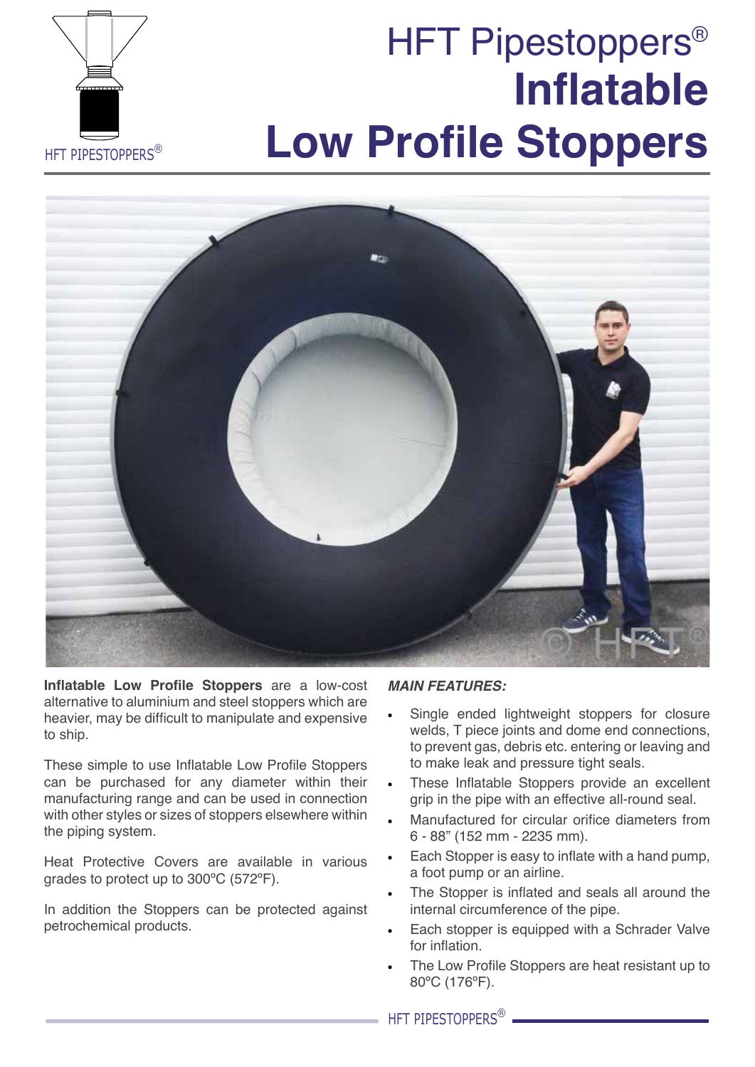# HFT Pipestoppers® Inflatable Low Profile Stoppers

**Inflatable Low Profile Stoppers** are a low-cost alternative to aluminium and steel stoppers which are heavier, may be difficult to manipulate and expensive to ship.

These simple to use Inflatable Low Profile Stoppers can be purchased for any diameter within their manufacturing range and can be used in connection with other styles or sizes of stoppers elsewhere within the piping system.

Heat Protective Covers are available in various grades to protect up to 300ºC (572ºF).

In addition the Stoppers can be protected against petrochemical products.

***MAIN FEATURES:***

- Single ended lightweight stoppers for closure welds, T piece joints and dome end connections, to prevent gas, debris etc. entering or leaving and to make leak and pressure tight seals.
- These Inflatable Stoppers provide an excellent grip in the pipe with an effective all-round seal.
- Manufactured for circular orifice diameters from 6 - 88" (152 mm - 2235 mm).
- Each Stopper is easy to inflate with a hand pump, a foot pump or an airline.
- The Stopper is inflated and seals all around the internal circumference of the pipe.
- Each stopper is equipped with a Schrader Valve for inflation.
- The Low Profile Stoppers are heat resistant up to 80ºC (176ºF).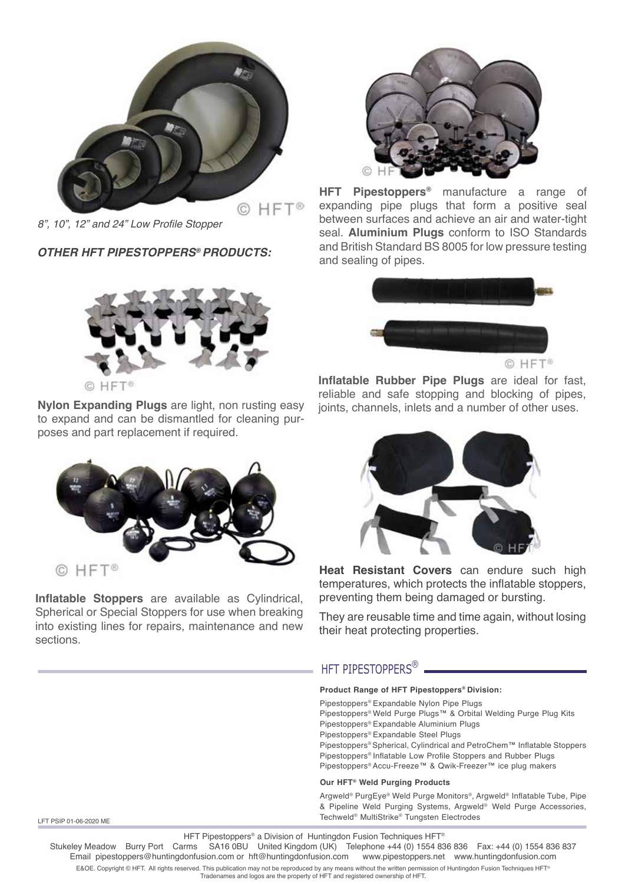*8", 10", 12" and 24" Low Profile Stopper*

***OTHER HFT PIPESTOPPERS® PRODUCTS:***

**Nylon Expanding Plugs** are light, non rusting easy to expand and can be dismantled for cleaning purposes and part replacement if required.

**Inflatable Stoppers** are available as Cylindrical, Spherical or Special Stoppers for use when breaking into existing lines for repairs, maintenance and new sections.

**HFT Pipestoppers®** manufacture a range of expanding pipe plugs that form a positive seal between surfaces and achieve an air and water-tight seal. **Aluminium Plugs** conform to ISO Standards and British Standard BS 8005 for low pressure testing and sealing of pipes.

**Inflatable Rubber Pipe Plugs** are ideal for fast, reliable and safe stopping and blocking of pipes, joints, channels, inlets and a number of other uses.

**Heat Resistant Covers** can endure such high temperatures, which protects the inflatable stoppers, preventing them being damaged or bursting.

They are reusable time and time again, without losing their heat protecting properties.

## HFT PIPESTOPPERS®

**Product Range of HFT Pipestoppers® Division:**

Pipestoppers® Expandable Nylon Pipe Plugs
Pipestoppers® Weld Purge Plugs™ & Orbital Welding Purge Plug Kits
Pipestoppers® Expandable Aluminium Plugs
Pipestoppers® Expandable Steel Plugs
Pipestoppers® Spherical, Cylindrical and PetroChem™ Inflatable Stoppers
Pipestoppers® Inflatable Low Profile Stoppers and Rubber Plugs
Pipestoppers® Accu-Freeze™ & Qwik-Freezer™ ice plug makers

**Our HFT® Weld Purging Products**

Argweld® PurgEye® Weld Purge Monitors®, Argweld® Inflatable Tube, Pipe & Pipeline Weld Purging Systems, Argweld® Weld Purge Accessories, Techweld® MultiStrike® Tungsten Electrodes

LFT PSIP 01-06-2020 ME

HFT Pipestoppers® a Division of Huntingdon Fusion Techniques HFT®
Stukeley Meadow Burry Port Carms SA16 0BU United Kingdom (UK) Telephone +44 (0) 1554 836 836 Fax: +44 (0) 1554 836 837
Email pipestoppers@huntingdonfusion.com or hft@huntingdonfusion.com www.pipestoppers.net www.huntingdonfusion.com

E&OE. Copyright © HFT. All rights reserved. This publication may not be reproduced by any means without the written permission of Huntingdon Fusion Techniques HFT®
Tradenames and logos are the property of HFT and registered ownership of HFT.